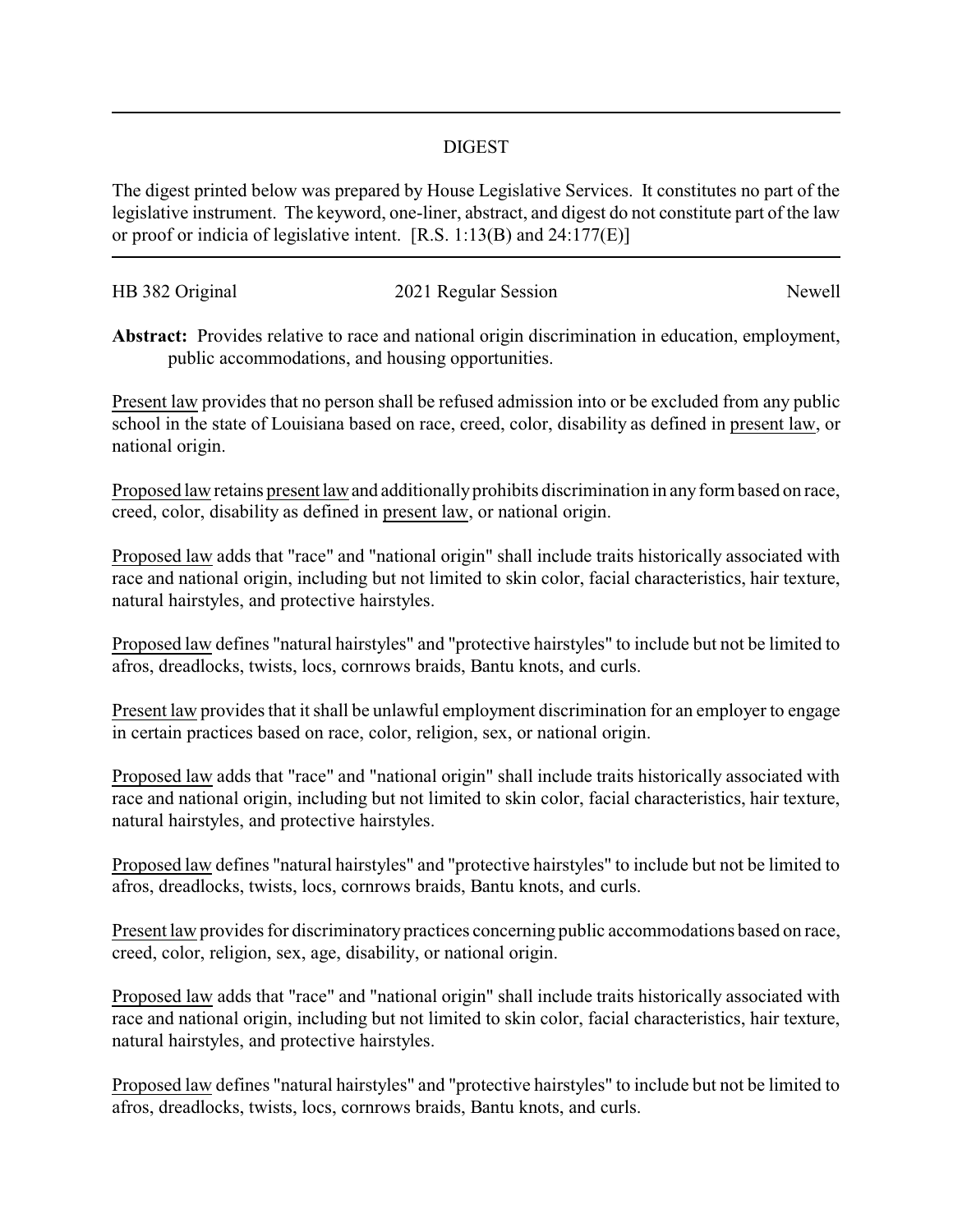# DIGEST

The digest printed below was prepared by House Legislative Services. It constitutes no part of the legislative instrument. The keyword, one-liner, abstract, and digest do not constitute part of the law or proof or indicia of legislative intent. [R.S. 1:13(B) and 24:177(E)]

HB 382 Original | 2021 Regular Session | Newell

**Abstract:** Provides relative to race and national origin discrimination in education, employment, public accommodations, and housing opportunities.

Present law provides that no person shall be refused admission into or be excluded from any public school in the state of Louisiana based on race, creed, color, disability as defined in present law, or national origin.

Proposed law retains present law and additionally prohibits discrimination in any form based on race, creed, color, disability as defined in present law, or national origin.

Proposed law adds that "race" and "national origin" shall include traits historically associated with race and national origin, including but not limited to skin color, facial characteristics, hair texture, natural hairstyles, and protective hairstyles.

Proposed law defines "natural hairstyles" and "protective hairstyles" to include but not be limited to afros, dreadlocks, twists, locs, cornrows braids, Bantu knots, and curls.

Present law provides that it shall be unlawful employment discrimination for an employer to engage in certain practices based on race, color, religion, sex, or national origin.

Proposed law adds that "race" and "national origin" shall include traits historically associated with race and national origin, including but not limited to skin color, facial characteristics, hair texture, natural hairstyles, and protective hairstyles.

Proposed law defines "natural hairstyles" and "protective hairstyles" to include but not be limited to afros, dreadlocks, twists, locs, cornrows braids, Bantu knots, and curls.

Present law provides for discriminatory practices concerning public accommodations based on race, creed, color, religion, sex, age, disability, or national origin.

Proposed law adds that "race" and "national origin" shall include traits historically associated with race and national origin, including but not limited to skin color, facial characteristics, hair texture, natural hairstyles, and protective hairstyles.

Proposed law defines "natural hairstyles" and "protective hairstyles" to include but not be limited to afros, dreadlocks, twists, locs, cornrows braids, Bantu knots, and curls.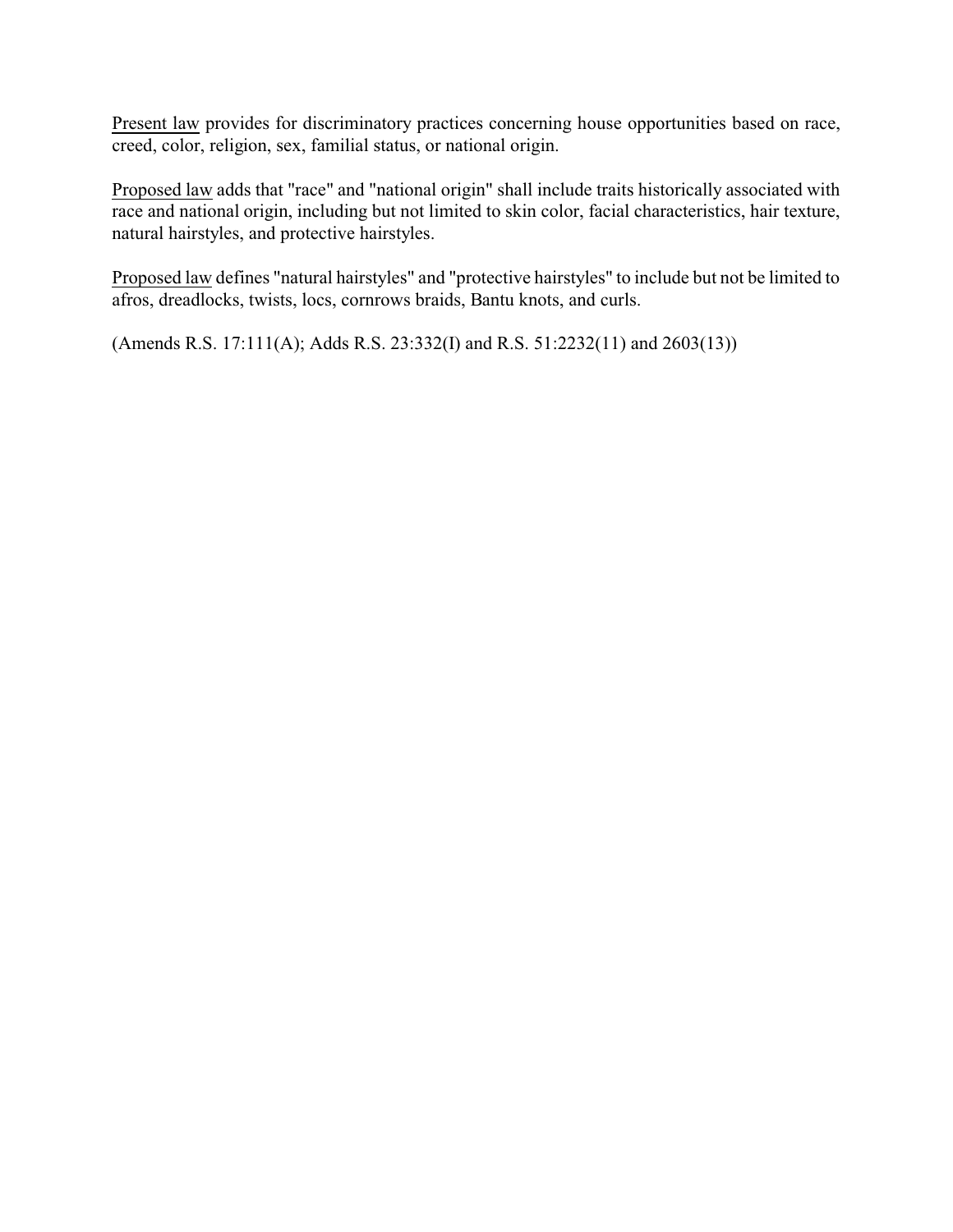Present law provides for discriminatory practices concerning house opportunities based on race, creed, color, religion, sex, familial status, or national origin.

Proposed law adds that "race" and "national origin" shall include traits historically associated with race and national origin, including but not limited to skin color, facial characteristics, hair texture, natural hairstyles, and protective hairstyles.

Proposed law defines "natural hairstyles" and "protective hairstyles" to include but not be limited to afros, dreadlocks, twists, locs, cornrows braids, Bantu knots, and curls.

(Amends R.S. 17:111(A); Adds R.S. 23:332(I) and R.S. 51:2232(11) and 2603(13))